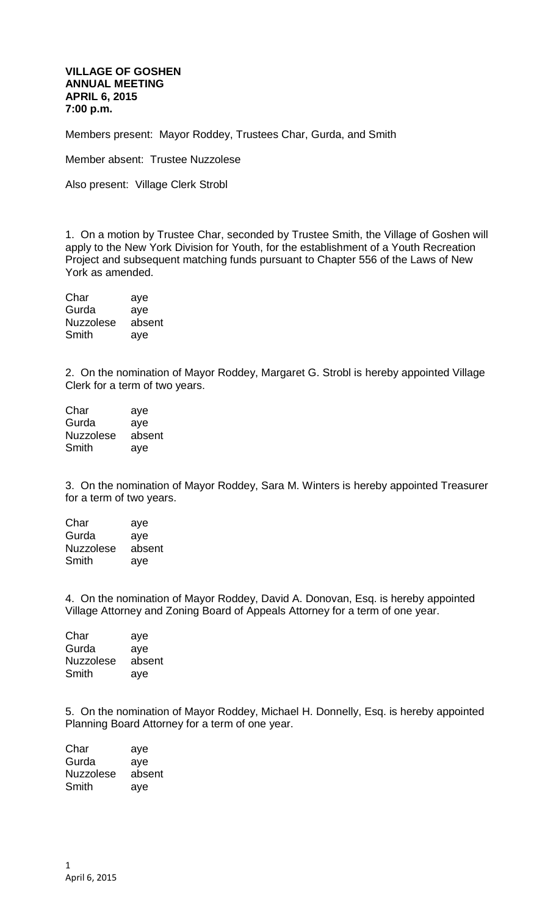**VILLAGE OF GOSHEN**
**ANNUAL MEETING**
**APRIL 6, 2015**
**7:00 p.m.**

Members present: Mayor Roddey, Trustees Char, Gurda, and Smith

Member absent: Trustee Nuzzolese

Also present: Village Clerk Strobl

1. On a motion by Trustee Char, seconded by Trustee Smith, the Village of Goshen will apply to the New York Division for Youth, for the establishment of a Youth Recreation Project and subsequent matching funds pursuant to Chapter 556 of the Laws of New York as amended.

| | |
|---|---|
| Char | aye |
| Gurda | aye |
| Nuzzolese | absent |
| Smith | aye |

2. On the nomination of Mayor Roddey, Margaret G. Strobl is hereby appointed Village Clerk for a term of two years.

| | |
|---|---|
| Char | aye |
| Gurda | aye |
| Nuzzolese | absent |
| Smith | aye |

3. On the nomination of Mayor Roddey, Sara M. Winters is hereby appointed Treasurer for a term of two years.

| | |
|---|---|
| Char | aye |
| Gurda | aye |
| Nuzzolese | absent |
| Smith | aye |

4. On the nomination of Mayor Roddey, David A. Donovan, Esq. is hereby appointed Village Attorney and Zoning Board of Appeals Attorney for a term of one year.

| | |
|---|---|
| Char | aye |
| Gurda | aye |
| Nuzzolese | absent |
| Smith | aye |

5. On the nomination of Mayor Roddey, Michael H. Donnelly, Esq. is hereby appointed Planning Board Attorney for a term of one year.

| | |
|---|---|
| Char | aye |
| Gurda | aye |
| Nuzzolese | absent |
| Smith | aye |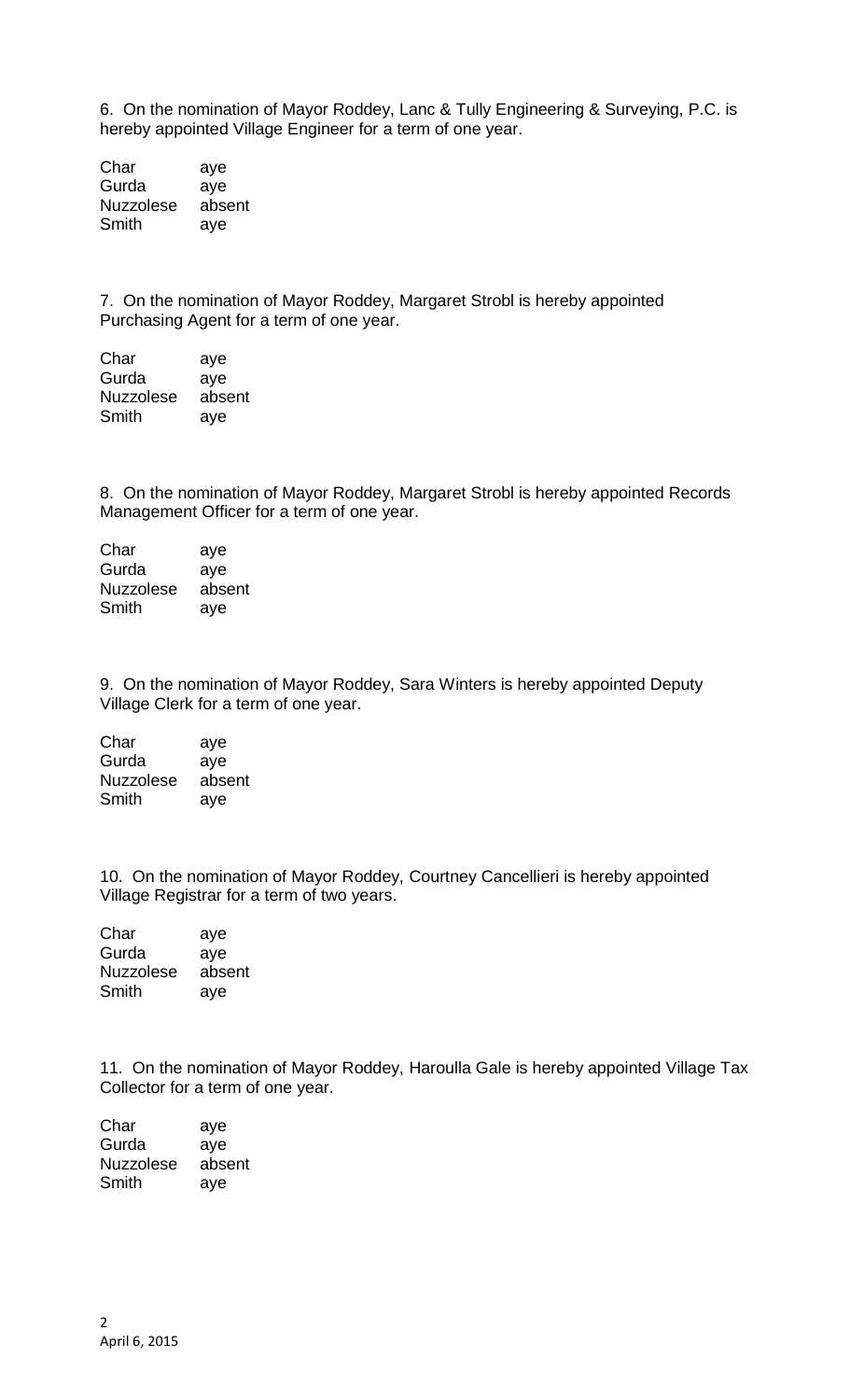6. On the nomination of Mayor Roddey, Lanc & Tully Engineering & Surveying, P.C. is hereby appointed Village Engineer for a term of one year.

| | |
|---|---|
| Char | aye |
| Gurda | aye |
| Nuzzolese | absent |
| Smith | aye |

7. On the nomination of Mayor Roddey, Margaret Strobl is hereby appointed Purchasing Agent for a term of one year.

| | |
|---|---|
| Char | aye |
| Gurda | aye |
| Nuzzolese | absent |
| Smith | aye |

8. On the nomination of Mayor Roddey, Margaret Strobl is hereby appointed Records Management Officer for a term of one year.

| | |
|---|---|
| Char | aye |
| Gurda | aye |
| Nuzzolese | absent |
| Smith | aye |

9. On the nomination of Mayor Roddey, Sara Winters is hereby appointed Deputy Village Clerk for a term of one year.

| | |
|---|---|
| Char | aye |
| Gurda | aye |
| Nuzzolese | absent |
| Smith | aye |

10. On the nomination of Mayor Roddey, Courtney Cancellieri is hereby appointed Village Registrar for a term of two years.

| | |
|---|---|
| Char | aye |
| Gurda | aye |
| Nuzzolese | absent |
| Smith | aye |

11. On the nomination of Mayor Roddey, Haroulla Gale is hereby appointed Village Tax Collector for a term of one year.

| | |
|---|---|
| Char | aye |
| Gurda | aye |
| Nuzzolese | absent |
| Smith | aye |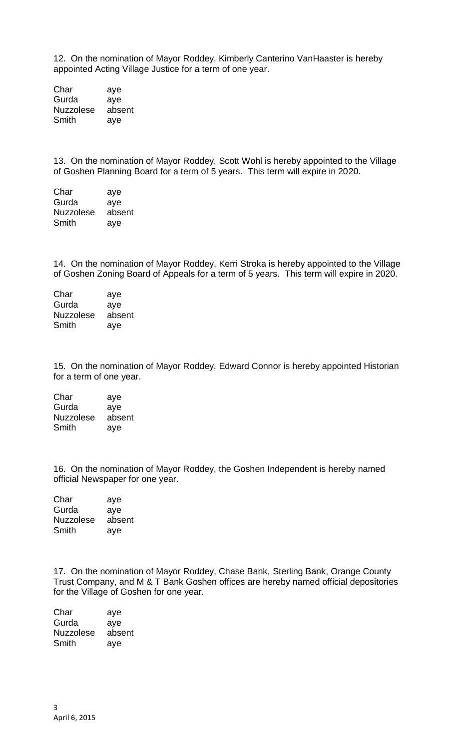12. On the nomination of Mayor Roddey, Kimberly Canterino VanHaaster is hereby appointed Acting Village Justice for a term of one year.

| | |
|---|---|
| Char | aye |
| Gurda | aye |
| Nuzzolese | absent |
| Smith | aye |

13. On the nomination of Mayor Roddey, Scott Wohl is hereby appointed to the Village of Goshen Planning Board for a term of 5 years. This term will expire in 2020.

| | |
|---|---|
| Char | aye |
| Gurda | aye |
| Nuzzolese | absent |
| Smith | aye |

14. On the nomination of Mayor Roddey, Kerri Stroka is hereby appointed to the Village of Goshen Zoning Board of Appeals for a term of 5 years. This term will expire in 2020.

| | |
|---|---|
| Char | aye |
| Gurda | aye |
| Nuzzolese | absent |
| Smith | aye |

15. On the nomination of Mayor Roddey, Edward Connor is hereby appointed Historian for a term of one year.

| | |
|---|---|
| Char | aye |
| Gurda | aye |
| Nuzzolese | absent |
| Smith | aye |

16. On the nomination of Mayor Roddey, the Goshen Independent is hereby named official Newspaper for one year.

| | |
|---|---|
| Char | aye |
| Gurda | aye |
| Nuzzolese | absent |
| Smith | aye |

17. On the nomination of Mayor Roddey, Chase Bank, Sterling Bank, Orange County Trust Company, and M & T Bank Goshen offices are hereby named official depositories for the Village of Goshen for one year.

| | |
|---|---|
| Char | aye |
| Gurda | aye |
| Nuzzolese | absent |
| Smith | aye |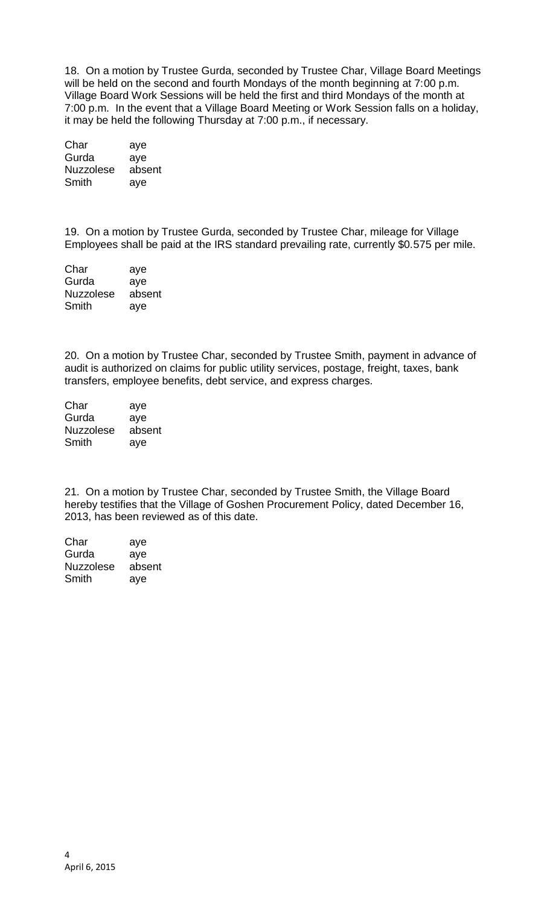18. On a motion by Trustee Gurda, seconded by Trustee Char, Village Board Meetings will be held on the second and fourth Mondays of the month beginning at 7:00 p.m. Village Board Work Sessions will be held the first and third Mondays of the month at 7:00 p.m. In the event that a Village Board Meeting or Work Session falls on a holiday, it may be held the following Thursday at 7:00 p.m., if necessary.

| | |
|---|---|
| Char | aye |
| Gurda | aye |
| Nuzzolese | absent |
| Smith | aye |

19. On a motion by Trustee Gurda, seconded by Trustee Char, mileage for Village Employees shall be paid at the IRS standard prevailing rate, currently $0.575 per mile.

| | |
|---|---|
| Char | aye |
| Gurda | aye |
| Nuzzolese | absent |
| Smith | aye |

20. On a motion by Trustee Char, seconded by Trustee Smith, payment in advance of audit is authorized on claims for public utility services, postage, freight, taxes, bank transfers, employee benefits, debt service, and express charges.

| | |
|---|---|
| Char | aye |
| Gurda | aye |
| Nuzzolese | absent |
| Smith | aye |

21. On a motion by Trustee Char, seconded by Trustee Smith, the Village Board hereby testifies that the Village of Goshen Procurement Policy, dated December 16, 2013, has been reviewed as of this date.

| | |
|---|---|
| Char | aye |
| Gurda | aye |
| Nuzzolese | absent |
| Smith | aye |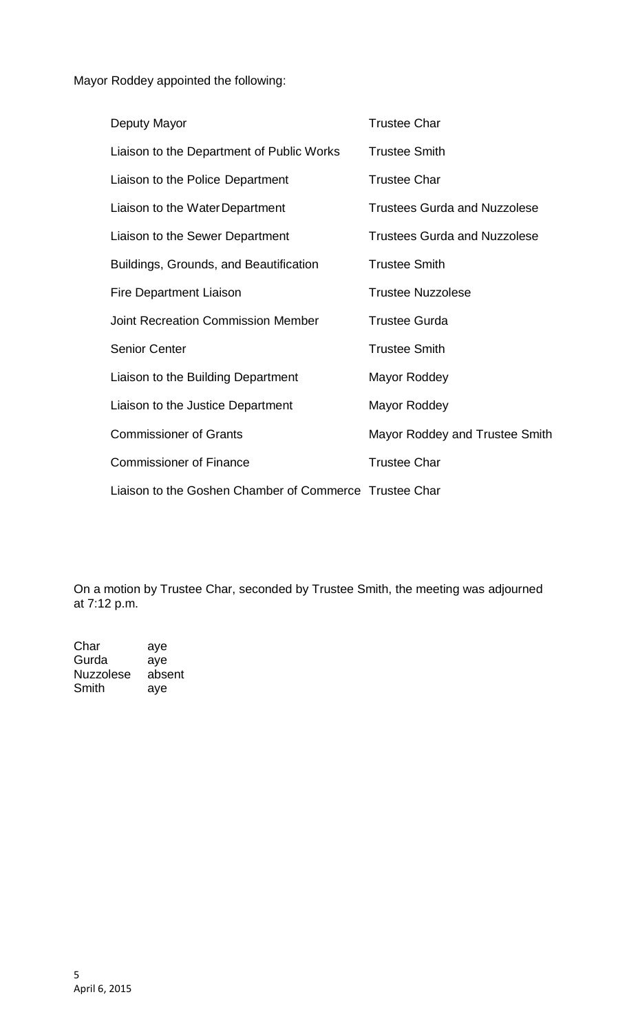Mayor Roddey appointed the following:

| | |
|---|---|
| Deputy Mayor | Trustee Char |
| Liaison to the Department of Public Works | Trustee Smith |
| Liaison to the Police Department | Trustee Char |
| Liaison to the Water Department | Trustees Gurda and Nuzzolese |
| Liaison to the Sewer Department | Trustees Gurda and Nuzzolese |
| Buildings, Grounds, and Beautification | Trustee Smith |
| Fire Department Liaison | Trustee Nuzzolese |
| Joint Recreation Commission Member | Trustee Gurda |
| Senior Center | Trustee Smith |
| Liaison to the Building Department | Mayor Roddey |
| Liaison to the Justice Department | Mayor Roddey |
| Commissioner of Grants | Mayor Roddey and Trustee Smith |
| Commissioner of Finance | Trustee Char |
| Liaison to the Goshen Chamber of Commerce | Trustee Char |

On a motion by Trustee Char, seconded by Trustee Smith, the meeting was adjourned at 7:12 p.m.

| | |
|---|---|
| Char | aye |
| Gurda | aye |
| Nuzzolese | absent |
| Smith | aye |

April 6, 2015